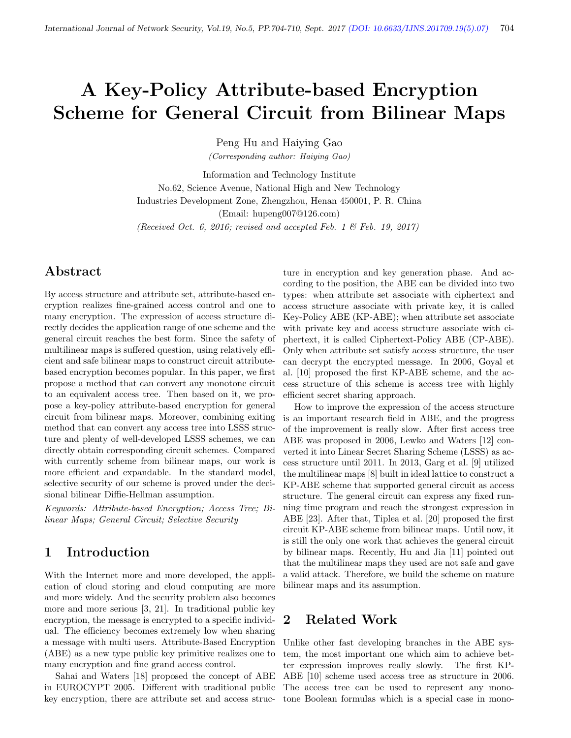# A Key-Policy Attribute-based Encryption Scheme for General Circuit from Bilinear Maps

Peng Hu and Haiying Gao

*(Corresponding author: Haiying Gao)*

Information and Technology Institute

No.62, Science Avenue, National High and New Technology

Industries Development Zone, Zhengzhou, Henan 450001, P. R. China

(Email: hupeng007@126.com)

*(Received Oct. 6, 2016; revised and accepted Feb. 1 & Feb. 19, 2017)*

## Abstract

By access structure and attribute set, attribute-based encryption realizes fine-grained access control and one to many encryption. The expression of access structure directly decides the application range of one scheme and the general circuit reaches the best form. Since the safety of multilinear maps is suffered question, using relatively efficient and safe bilinear maps to construct circuit attribute-based encryption becomes popular. In this paper, we first propose a method that can convert any monotone circuit to an equivalent access tree. Then based on it, we propose a key-policy attribute-based encryption for general circuit from bilinear maps. Moreover, combining exiting method that can convert any access tree into LSSS structure and plenty of well-developed LSSS schemes, we can directly obtain corresponding circuit schemes. Compared with currently scheme from bilinear maps, our work is more efficient and expandable. In the standard model, selective security of our scheme is proved under the decisional bilinear Diffie-Hellman assumption.

*Keywords: Attribute-based Encryption; Access Tree; Bilinear Maps; General Circuit; Selective Security*

## 1 Introduction

With the Internet more and more developed, the application of cloud storing and cloud computing are more and more widely. And the security problem also becomes more and more serious [3, 21]. In traditional public key encryption, the message is encrypted to a specific individual. The efficiency becomes extremely low when sharing a message with multi users. Attribute-Based Encryption (ABE) as a new type public key primitive realizes one to many encryption and fine grand access control.

Sahai and Waters [18] proposed the concept of ABE in EUROCYPT 2005. Different with traditional public key encryption, there are attribute set and access structure in encryption and key generation phase. And according to the position, the ABE can be divided into two types: when attribute set associate with ciphertext and access structure associate with private key, it is called Key-Policy ABE (KP-ABE); when attribute set associate with private key and access structure associate with ciphertext, it is called Ciphertext-Policy ABE (CP-ABE). Only when attribute set satisfy access structure, the user can decrypt the encrypted message. In 2006, Goyal et al. [10] proposed the first KP-ABE scheme, and the access structure of this scheme is access tree with highly efficient secret sharing approach.

How to improve the expression of the access structure is an important research field in ABE, and the progress of the improvement is really slow. After first access tree ABE was proposed in 2006, Lewko and Waters [12] converted it into Linear Secret Sharing Scheme (LSSS) as access structure until 2011. In 2013, Garg et al. [9] utilized the multilinear maps [8] built in ideal lattice to construct a KP-ABE scheme that supported general circuit as access structure. The general circuit can express any fixed running time program and reach the strongest expression in ABE [23]. After that, Tiplea et al. [20] proposed the first circuit KP-ABE scheme from bilinear maps. Until now, it is still the only one work that achieves the general circuit by bilinear maps. Recently, Hu and Jia [11] pointed out that the multilinear maps they used are not safe and gave a valid attack. Therefore, we build the scheme on mature bilinear maps and its assumption.

## 2 Related Work

Unlike other fast developing branches in the ABE system, the most important one which aim to achieve better expression improves really slowly. The first KP-ABE [10] scheme used access tree as structure in 2006. The access tree can be used to represent any monotone Boolean formulas which is a special case in mono-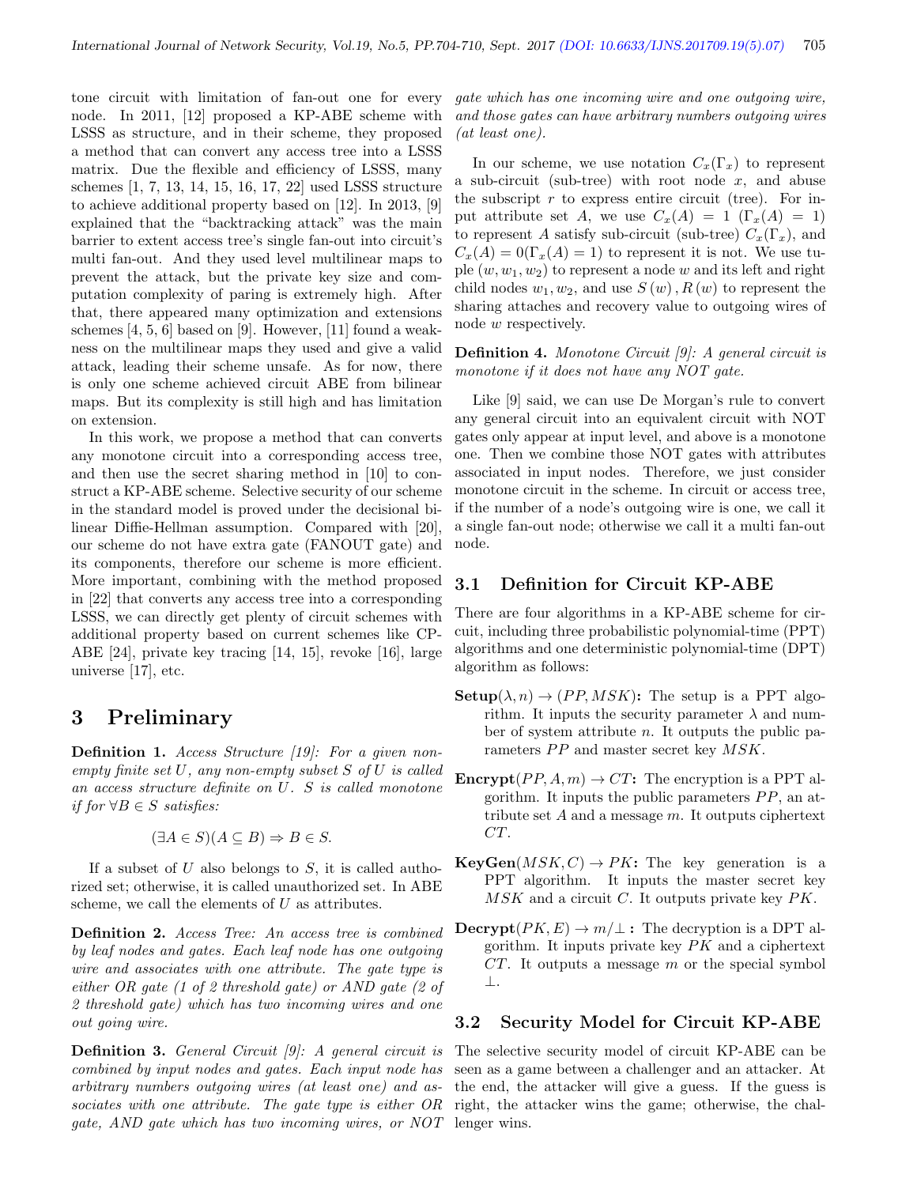tone circuit with limitation of fan-out one for every node. In 2011, [12] proposed a KP-ABE scheme with LSSS as structure, and in their scheme, they proposed a method that can convert any access tree into a LSSS matrix. Due the flexible and efficiency of LSSS, many schemes [1, 7, 13, 14, 15, 16, 17, 22] used LSSS structure to achieve additional property based on [12]. In 2013, [9] explained that the "backtracking attack" was the main barrier to extent access tree's single fan-out into circuit's multi fan-out. And they used level multilinear maps to prevent the attack, but the private key size and computation complexity of paring is extremely high. After that, there appeared many optimization and extensions schemes [4, 5, 6] based on [9]. However, [11] found a weakness on the multilinear maps they used and give a valid attack, leading their scheme unsafe. As for now, there is only one scheme achieved circuit ABE from bilinear maps. But its complexity is still high and has limitation on extension.

In this work, we propose a method that can converts any monotone circuit into a corresponding access tree, and then use the secret sharing method in [10] to construct a KP-ABE scheme. Selective security of our scheme in the standard model is proved under the decisional bilinear Diffie-Hellman assumption. Compared with [20], our scheme do not have extra gate (FANOUT gate) and its components, therefore our scheme is more efficient. More important, combining with the method proposed in [22] that converts any access tree into a corresponding LSSS, we can directly get plenty of circuit schemes with additional property based on current schemes like CP-ABE [24], private key tracing [14, 15], revoke [16], large universe [17], etc.

# 3 Preliminary

**Definition 1.** *Access Structure [19]: For a given non-empty finite set $U$, any non-empty subset $S$ of $U$ is called an access structure definite on $U$. $S$ is called monotone if for $\forall B \in S$ satisfies:*

$$(\exists A \in S)(A \subseteq B) \Rightarrow B \in S.$$

If a subset of $U$ also belongs to $S$, it is called authorized set; otherwise, it is called unauthorized set. In ABE scheme, we call the elements of $U$ as attributes.

**Definition 2.** *Access Tree: An access tree is combined by leaf nodes and gates. Each leaf node has one outgoing wire and associates with one attribute. The gate type is either OR gate (1 of 2 threshold gate) or AND gate (2 of 2 threshold gate) which has two incoming wires and one out going wire.*

**Definition 3.** *General Circuit [9]: A general circuit is combined by input nodes and gates. Each input node has arbitrary numbers outgoing wires (at least one) and associates with one attribute. The gate type is either OR gate, AND gate which has two incoming wires, or NOT gate which has one incoming wire and one outgoing wire, and those gates can have arbitrary numbers outgoing wires (at least one).*

In our scheme, we use notation $C_x(\Gamma_x)$ to represent a sub-circuit (sub-tree) with root node $x$, and abuse the subscript $r$ to express entire circuit (tree). For input attribute set $A$, we use $C_x(A) = 1$ ($\Gamma_x(A) = 1$) to represent $A$ satisfy sub-circuit (sub-tree) $C_x(\Gamma_x)$, and $C_x(A) = 0(\Gamma_x(A) = 1)$ to represent it is not. We use tuple $(w, w_1, w_2)$ to represent a node $w$ and its left and right child nodes $w_1, w_2$, and use $S(w), R(w)$ to represent the sharing attaches and recovery value to outgoing wires of node $w$ respectively.

**Definition 4.** *Monotone Circuit [9]: A general circuit is monotone if it does not have any NOT gate.*

Like [9] said, we can use De Morgan's rule to convert any general circuit into an equivalent circuit with NOT gates only appear at input level, and above is a monotone one. Then we combine those NOT gates with attributes associated in input nodes. Therefore, we just consider monotone circuit in the scheme. In circuit or access tree, if the number of a node's outgoing wire is one, we call it a single fan-out node; otherwise we call it a multi fan-out node.

## 3.1 Definition for Circuit KP-ABE

There are four algorithms in a KP-ABE scheme for circuit, including three probabilistic polynomial-time (PPT) algorithms and one deterministic polynomial-time (DPT) algorithm as follows:

- **Setup**$(\lambda, n) \to (PP, MSK)$**:** The setup is a PPT algorithm. It inputs the security parameter $\lambda$ and number of system attribute $n$. It outputs the public parameters $PP$ and master secret key $MSK$.
- **Encrypt**$(PP, A, m) \to CT$**:** The encryption is a PPT algorithm. It inputs the public parameters $PP$, an attribute set $A$ and a message $m$. It outputs ciphertext $CT$.
- **KeyGen**$(MSK, C) \to PK$**:** The key generation is a PPT algorithm. It inputs the master secret key $MSK$ and a circuit $C$. It outputs private key $PK$.
- **Decrypt**$(PK, E) \to m/\perp$ **:** The decryption is a DPT algorithm. It inputs private key $PK$ and a ciphertext $CT$. It outputs a message $m$ or the special symbol $\perp$.

## 3.2 Security Model for Circuit KP-ABE

The selective security model of circuit KP-ABE can be seen as a game between a challenger and an attacker. At the end, the attacker will give a guess. If the guess is right, the attacker wins the game; otherwise, the challenger wins.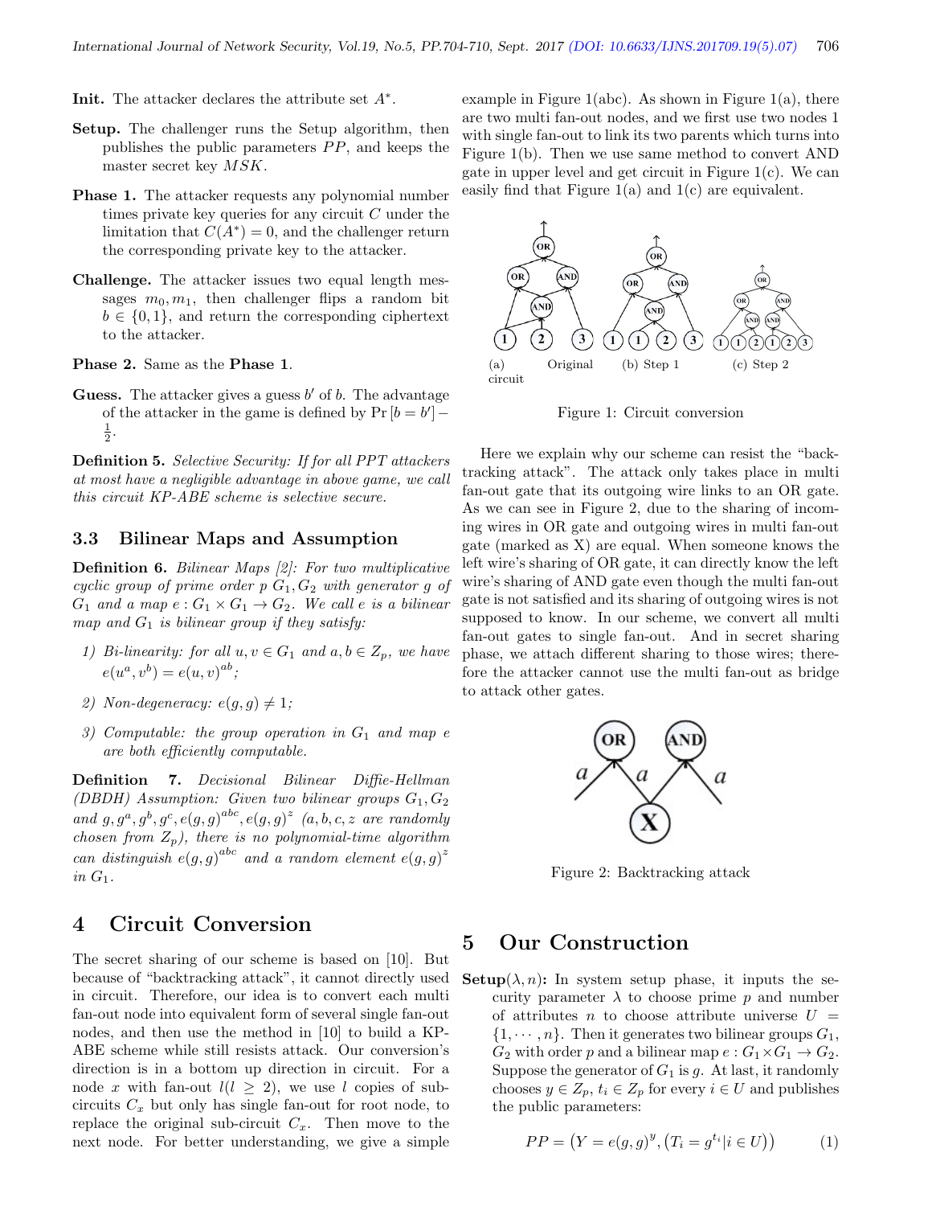**Init.** The attacker declares the attribute set $A^*$.

**Setup.** The challenger runs the Setup algorithm, then publishes the public parameters $PP$, and keeps the master secret key $MSK$.

**Phase 1.** The attacker requests any polynomial number times private key queries for any circuit $C$ under the limitation that $C(A^*) = 0$, and the challenger return the corresponding private key to the attacker.

**Challenge.** The attacker issues two equal length messages $m_0, m_1$, then challenger flips a random bit $b \in \{0, 1\}$, and return the corresponding ciphertext to the attacker.

**Phase 2.** Same as the **Phase 1**.

**Guess.** The attacker gives a guess $b'$ of $b$. The advantage of the attacker in the game is defined by $\Pr[b = b'] - \frac{1}{2}$.

**Definition 5.** *Selective Security: If for all PPT attackers at most have a negligible advantage in above game, we call this circuit KP-ABE scheme is selective secure.*

### 3.3 Bilinear Maps and Assumption

**Definition 6.** *Bilinear Maps [2]: For two multiplicative cyclic group of prime order $p$ $G_1, G_2$ with generator $g$ of $G_1$ and a map $e : G_1 \times G_1 \to G_2$. We call $e$ is a bilinear map and $G_1$ is bilinear group if they satisfy:*

1) *Bi-linearity: for all $u, v \in G_1$ and $a, b \in Z_p$, we have $e(u^a, v^b) = e(u, v)^{ab}$;*
2) *Non-degeneracy: $e(g, g) \neq 1$;*
3) *Computable: the group operation in $G_1$ and map $e$ are both efficiently computable.*

**Definition 7.** *Decisional Bilinear Diffie-Hellman (DBDH) Assumption: Given two bilinear groups $G_1, G_2$ and $g, g^a, g^b, g^c, e(g, g)^{abc}, e(g, g)^z$ ($a, b, c, z$ are randomly chosen from $Z_p$), there is no polynomial-time algorithm can distinguish $e(g, g)^{abc}$ and a random element $e(g, g)^z$ in $G_1$.*

## 4 Circuit Conversion

The secret sharing of our scheme is based on [10]. But because of "backtracking attack", it cannot directly used in circuit. Therefore, our idea is to convert each multi fan-out node into equivalent form of several single fan-out nodes, and then use the method in [10] to build a KP-ABE scheme while still resists attack. Our conversion's direction is in a bottom up direction in circuit. For a node $x$ with fan-out $l (l \geq 2)$, we use $l$ copies of subcircuits $C_x$ but only has single fan-out for root node, to replace the original sub-circuit $C_x$. Then move to the next node. For better understanding, we give a simple example in Figure 1(abc). As shown in Figure 1(a), there are two multi fan-out nodes, and we first use two nodes 1 with single fan-out to link its two parents which turns into Figure 1(b). Then we use same method to convert AND gate in upper level and get circuit in Figure 1(c). We can easily find that Figure 1(a) and 1(c) are equivalent.

(a) Original circuit (b) Step 1 (c) Step 2

Figure 1: Circuit conversion

Here we explain why our scheme can resist the "backtracking attack". The attack only takes place in multi fan-out gate that its outgoing wire links to an OR gate. As we can see in Figure 2, due to the sharing of incoming wires in OR gate and outgoing wires in multi fan-out gate (marked as X) are equal. When someone knows the left wire's sharing of OR gate, it can directly know the left wire's sharing of AND gate even though the multi fan-out gate is not satisfied and its sharing of outgoing wires is not supposed to know. In our scheme, we convert all multi fan-out gates to single fan-out. And in secret sharing phase, we attach different sharing to those wires; therefore the attacker cannot use the multi fan-out as bridge to attack other gates.

Figure 2: Backtracking attack

## 5 Our Construction

**Setup**$(\lambda, n)$**:** In system setup phase, it inputs the security parameter $\lambda$ to choose prime $p$ and number of attributes $n$ to choose attribute universe $U = \{1, \cdots, n\}$. Then it generates two bilinear groups $G_1$, $G_2$ with order $p$ and a bilinear map $e : G_1 \times G_1 \to G_2$. Suppose the generator of $G_1$ is $g$. At last, it randomly chooses $y \in Z_p$, $t_i \in Z_p$ for every $i \in U$ and publishes the public parameters:

$$PP = \left(Y = e(g, g)^y, \left(T_i = g^{t_i} | i \in U\right)\right) \quad (1)$$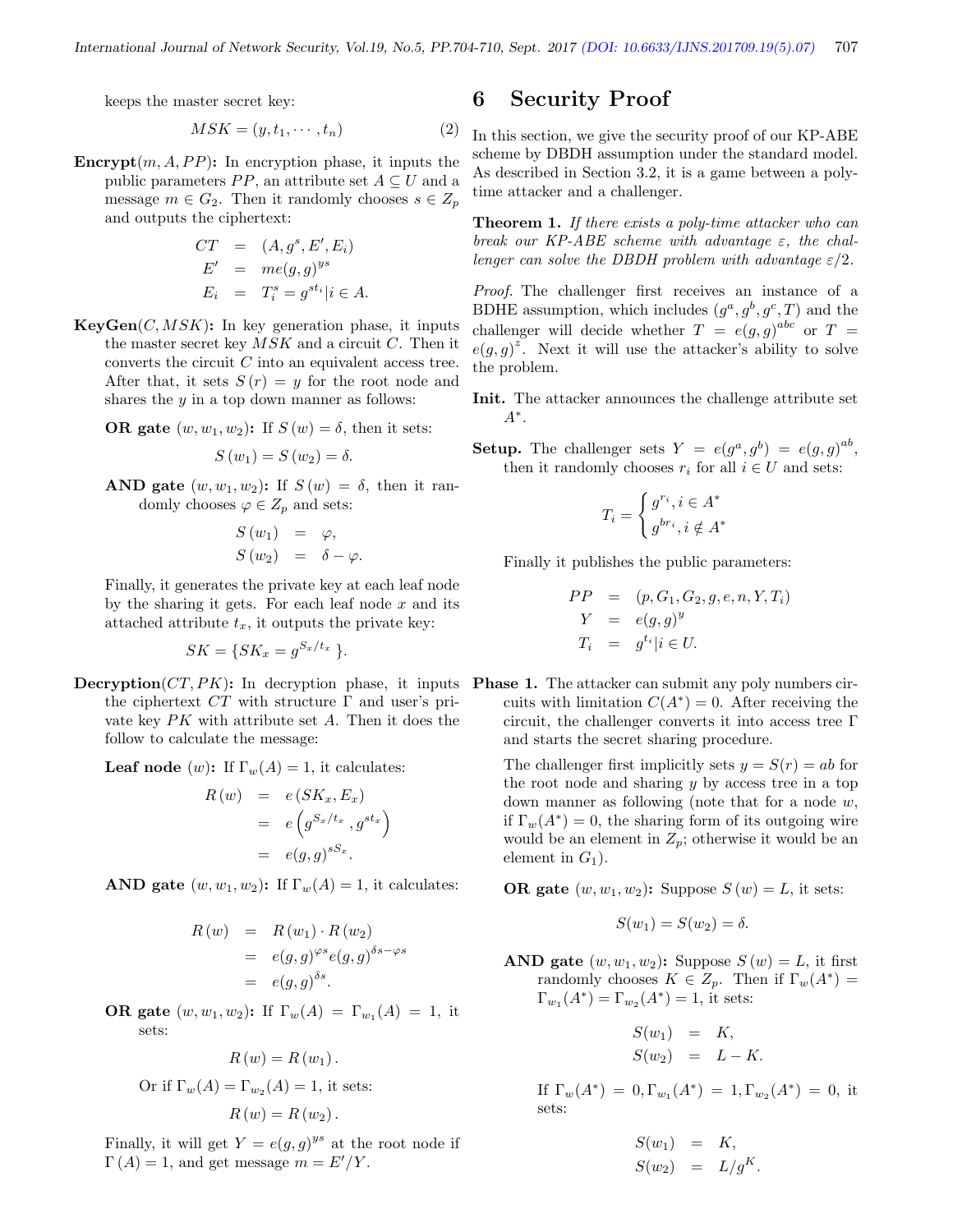keeps the master secret key:

$$MSK = (y, t_1, \cdots, t_n) \tag{2}$$

**Encrypt**$(m, A, PP)$**:** In encryption phase, it inputs the public parameters $PP$, an attribute set $A \subseteq U$ and a message $m \in G_2$. Then it randomly chooses $s \in Z_p$ and outputs the ciphertext:

$$\begin{aligned} CT &= (A, g^s, E', E_i) \\ E' &= me(g,g)^{ys} \\ E_i &= T_i^s = g^{st_i} | i \in A. \end{aligned}$$

**KeyGen**$(C, MSK)$**:** In key generation phase, it inputs the master secret key $MSK$ and a circuit $C$. Then it converts the circuit $C$ into an equivalent access tree. After that, it sets $S(r) = y$ for the root node and shares the $y$ in a top down manner as follows:

**OR gate** $(w, w_1, w_2)$**:** If $S(w) = \delta$, then it sets:

$$S(w_1) = S(w_2) = \delta.$$

**AND gate** $(w, w_1, w_2)$**:** If $S(w) = \delta$, then it randomly chooses $\varphi \in Z_p$ and sets:

$$\begin{aligned} S(w_1) &= \varphi, \\ S(w_2) &= \delta - \varphi. \end{aligned}$$

Finally, it generates the private key at each leaf node by the sharing it gets. For each leaf node $x$ and its attached attribute $t_x$, it outputs the private key:

$$SK = \{SK_x = g^{S_x/t_x}\}.$$

**Decryption**$(CT, PK)$**:** In decryption phase, it inputs the ciphertext $CT$ with structure $\Gamma$ and user's private key $PK$ with attribute set $A$. Then it does the follow to calculate the message:

**Leaf node** $(w)$**:** If $\Gamma_w(A) = 1$, it calculates:

$$\begin{aligned} R(w) &= e(SK_x, E_x) \\ &= e\left(g^{S_x/t_x}, g^{st_x}\right) \\ &= e(g,g)^{sS_x}. \end{aligned}$$

**AND gate** $(w, w_1, w_2)$**:** If $\Gamma_w(A) = 1$, it calculates:

$$\begin{aligned} R(w) &= R(w_1) \cdot R(w_2) \\ &= e(g,g)^{\varphi s} e(g,g)^{\delta s - \varphi s} \\ &= e(g,g)^{\delta s}. \end{aligned}$$

**OR gate** $(w, w_1, w_2)$**:** If $\Gamma_w(A) = \Gamma_{w_1}(A) = 1$, it sets:

$$R(w) = R(w_1).$$

Or if $\Gamma_w(A) = \Gamma_{w_2}(A) = 1$, it sets:

$$R(w) = R(w_2).$$

Finally, it will get $Y = e(g,g)^{ys}$ at the root node if $\Gamma(A) = 1$, and get message $m = E'/Y$.

# 6 Security Proof

In this section, we give the security proof of our KP-ABE scheme by DBDH assumption under the standard model. As described in Section 3.2, it is a game between a poly-time attacker and a challenger.

**Theorem 1.** *If there exists a poly-time attacker who can break our KP-ABE scheme with advantage $\varepsilon$, the challenger can solve the DBDH problem with advantage $\varepsilon/2$.*

*Proof.* The challenger first receives an instance of a BDHE assumption, which includes $(g^a, g^b, g^c, T)$ and the challenger will decide whether $T = e(g,g)^{abc}$ or $T = e(g,g)^z$. Next it will use the attacker's ability to solve the problem.

**Init.** The attacker announces the challenge attribute set $A^*$.

**Setup.** The challenger sets $Y = e(g^a, g^b) = e(g,g)^{ab}$, then it randomly chooses $r_i$ for all $i \in U$ and sets:

$$T_i = \begin{cases} g^{r_i}, i \in A^* \\ g^{br_i}, i \notin A^* \end{cases}$$

Finally it publishes the public parameters:

$$\begin{aligned} PP &= (p, G_1, G_2, g, e, n, Y, T_i) \\ Y &= e(g,g)^y \\ T_i &= g^{t_i} | i \in U. \end{aligned}$$

**Phase 1.** The attacker can submit any poly numbers circuits with limitation $C(A^*) = 0$. After receiving the circuit, the challenger converts it into access tree $\Gamma$ and starts the secret sharing procedure.

The challenger first implicitly sets $y = S(r) = ab$ for the root node and sharing $y$ by access tree in a top down manner as following (note that for a node $w$, if $\Gamma_w(A^*) = 0$, the sharing form of its outgoing wire would be an element in $Z_p$; otherwise it would be an element in $G_1$).

**OR gate** $(w, w_1, w_2)$**:** Suppose $S(w) = L$, it sets:

$$S(w_1) = S(w_2) = \delta.$$

**AND gate** $(w, w_1, w_2)$**:** Suppose $S(w) = L$, it first randomly chooses $K \in Z_p$. Then if $\Gamma_w(A^*) = \Gamma_{w_1}(A^*) = \Gamma_{w_2}(A^*) = 1$, it sets:

$$\begin{aligned} S(w_1) &= K, \\ S(w_2) &= L - K. \end{aligned}$$

If $\Gamma_w(A^*) = 0, \Gamma_{w_1}(A^*) = 1, \Gamma_{w_2}(A^*) = 0$, it sets:

$$\begin{aligned} S(w_1) &= K, \\ S(w_2) &= L/g^K. \end{aligned}$$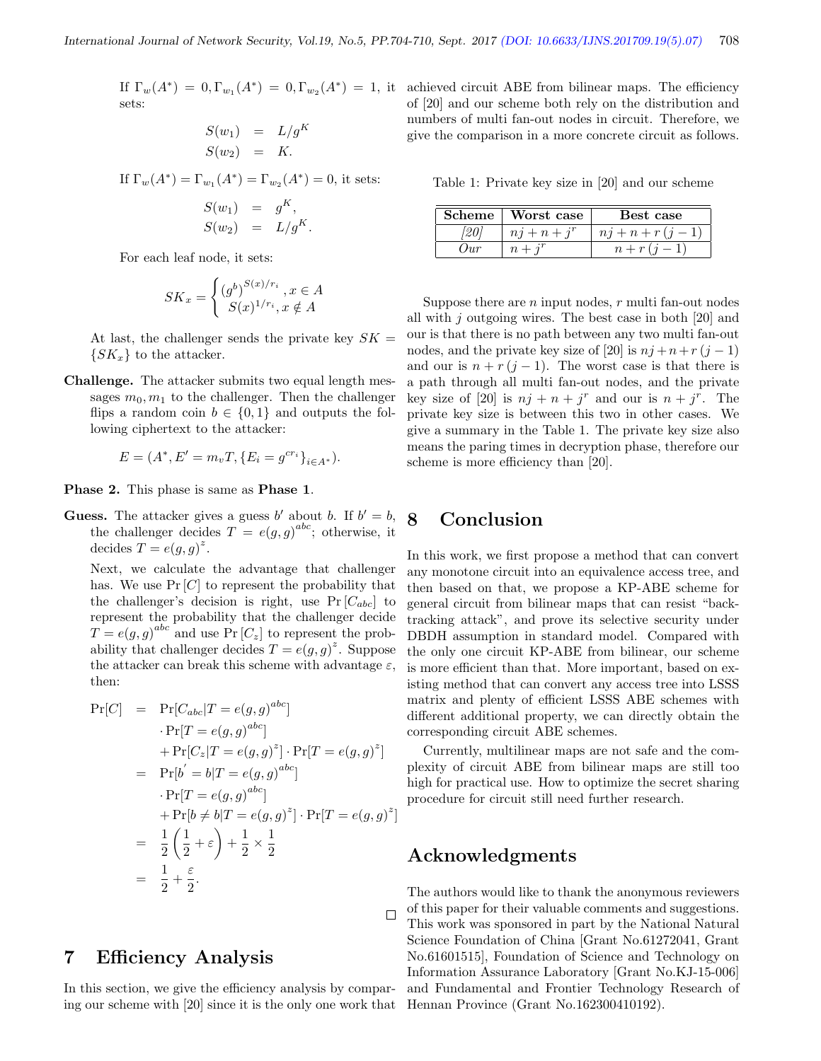If $\Gamma_w(A^*) = 0, \Gamma_{w_1}(A^*) = 0, \Gamma_{w_2}(A^*) = 1$, it sets:

$$S(w_1) = L/g^K$$
$$S(w_2) = K.$$

If $\Gamma_w(A^*) = \Gamma_{w_1}(A^*) = \Gamma_{w_2}(A^*) = 0$, it sets:

$$S(w_1) = g^K,$$
$$S(w_2) = L/g^K.$$

For each leaf node, it sets:

$$SK_x = \begin{cases} (g^b)^{S(x)/r_i}, x \in A \\ S(x)^{1/r_i}, x \notin A \end{cases}$$

At last, the challenger sends the private key $SK = \{SK_x\}$ to the attacker.

**Challenge.** The attacker submits two equal length messages $m_0, m_1$ to the challenger. Then the challenger flips a random coin $b \in \{0, 1\}$ and outputs the following ciphertext to the attacker:

$$E = (A^*, E' = m_v T, \{E_i = g^{cr_i}\}_{i \in A^*}).$$

**Phase 2.** This phase is same as **Phase 1**.

**Guess.** The attacker gives a guess $b'$ about $b$. If $b' = b$, the challenger decides $T = e(g, g)^{abc}$; otherwise, it decides $T = e(g, g)^z$.

Next, we calculate the advantage that challenger has. We use $\Pr[C]$ to represent the probability that the challenger's decision is right, use $\Pr[C_{abc}]$ to represent the probability that the challenger decide $T = e(g, g)^{abc}$ and use $\Pr[C_z]$ to represent the probability that challenger decides $T = e(g, g)^z$. Suppose the attacker can break this scheme with advantage $\varepsilon$, then:

$$\begin{aligned}
\Pr[C] &= \Pr[C_{abc} | T = e(g, g)^{abc}] \\
&\quad \cdot \Pr[T = e(g, g)^{abc}] \\
&\quad + \Pr[C_z | T = e(g, g)^z] \cdot \Pr[T = e(g, g)^z] \\
&= \Pr[b' = b | T = e(g, g)^{abc}] \\
&\quad \cdot \Pr[T = e(g, g)^{abc}] \\
&\quad + \Pr[b \neq b | T = e(g, g)^z] \cdot \Pr[T = e(g, g)^z] \\
&= \frac{1}{2}\left(\frac{1}{2} + \varepsilon\right) + \frac{1}{2} \times \frac{1}{2} \\
&= \frac{1}{2} + \frac{\varepsilon}{2}.
\end{aligned}$$

□

# 7 Efficiency Analysis

In this section, we give the efficiency analysis by comparing our scheme with [20] since it is the only one work that achieved circuit ABE from bilinear maps. The efficiency of [20] and our scheme both rely on the distribution and numbers of multi fan-out nodes in circuit. Therefore, we give the comparison in a more concrete circuit as follows.

Table 1: Private key size in [20] and our scheme

| Scheme | Worst case | Best case |
|---|---|---|
| *[20]* | $nj + n + j^r$ | $nj + n + r(j-1)$ |
| *Our* | $n + j^r$ | $n + r(j-1)$ |

Suppose there are $n$ input nodes, $r$ multi fan-out nodes all with $j$ outgoing wires. The best case in both [20] and our is that there is no path between any two multi fan-out nodes, and the private key size of [20] is $nj + n + r(j-1)$ and our is $n + r(j-1)$. The worst case is that there is a path through all multi fan-out nodes, and the private key size of [20] is $nj + n + j^r$ and our is $n + j^r$. The private key size is between this two in other cases. We give a summary in the Table 1. The private key size also means the paring times in decryption phase, therefore our scheme is more efficiency than [20].

# 8 Conclusion

In this work, we first propose a method that can convert any monotone circuit into an equivalence access tree, and then based on that, we propose a KP-ABE scheme for general circuit from bilinear maps that can resist "backtracking attack", and prove its selective security under DBDH assumption in standard model. Compared with the only one circuit KP-ABE from bilinear, our scheme is more efficient than that. More important, based on existing method that can convert any access tree into LSSS matrix and plenty of efficient LSSS ABE schemes with different additional property, we can directly obtain the corresponding circuit ABE schemes.

Currently, multilinear maps are not safe and the complexity of circuit ABE from bilinear maps are still too high for practical use. How to optimize the secret sharing procedure for circuit still need further research.

# Acknowledgments

The authors would like to thank the anonymous reviewers of this paper for their valuable comments and suggestions. This work was sponsored in part by the National Natural Science Foundation of China [Grant No.61272041, Grant No.61601515], Foundation of Science and Technology on Information Assurance Laboratory [Grant No.KJ-15-006] and Fundamental and Frontier Technology Research of Hennan Province (Grant No.162300410192).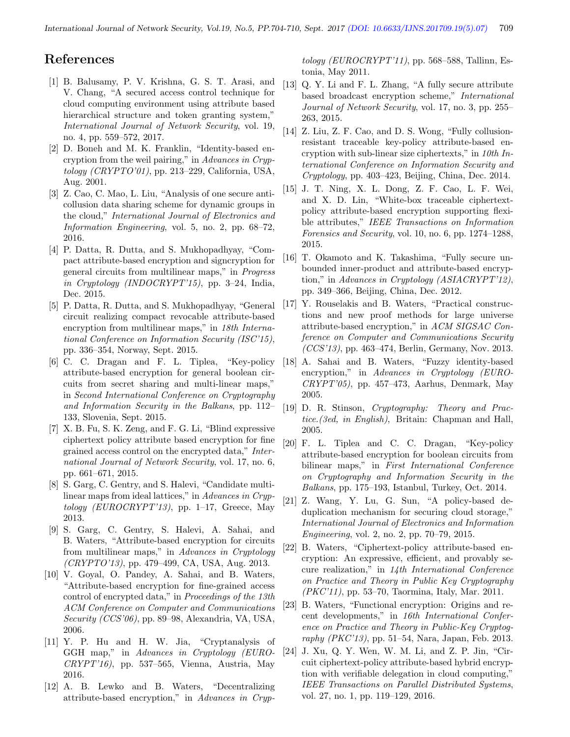# References

[1] B. Balusamy, P. V. Krishna, G. S. T. Arasi, and V. Chang, "A secured access control technique for cloud computing environment using attribute based hierarchical structure and token granting system," *International Journal of Network Security*, vol. 19, no. 4, pp. 559–572, 2017.

[2] D. Boneh and M. K. Franklin, "Identity-based encryption from the weil pairing," in *Advances in Cryptology (CRYPTO'01)*, pp. 213–229, California, USA, Aug. 2001.

[3] Z. Cao, C. Mao, L. Liu, "Analysis of one secure anti-collusion data sharing scheme for dynamic groups in the cloud," *International Journal of Electronics and Information Engineering*, vol. 5, no. 2, pp. 68–72, 2016.

[4] P. Datta, R. Dutta, and S. Mukhopadhyay, "Compact attribute-based encryption and signcryption for general circuits from multilinear maps," in *Progress in Cryptology (INDOCRYPT'15)*, pp. 3–24, India, Dec. 2015.

[5] P. Datta, R. Dutta, and S. Mukhopadhyay, "General circuit realizing compact revocable attribute-based encryption from multilinear maps," in *18th International Conference on Information Security (ISC'15)*, pp. 336–354, Norway, Sept. 2015.

[6] C. C. Dragan and F. L. Tiplea, "Key-policy attribute-based encryption for general boolean circuits from secret sharing and multi-linear maps," in *Second International Conference on Cryptography and Information Security in the Balkans*, pp. 112–133, Slovenia, Sept. 2015.

[7] X. B. Fu, S. K. Zeng, and F. G. Li, "Blind expressive ciphertext policy attribute based encryption for fine grained access control on the encrypted data," *International Journal of Network Security*, vol. 17, no. 6, pp. 661–671, 2015.

[8] S. Garg, C. Gentry, and S. Halevi, "Candidate multilinear maps from ideal lattices," in *Advances in Cryptology (EUROCRYPT'13)*, pp. 1–17, Greece, May 2013.

[9] S. Garg, C. Gentry, S. Halevi, A. Sahai, and B. Waters, "Attribute-based encryption for circuits from multilinear maps," in *Advances in Cryptology (CRYPTO'13)*, pp. 479–499, CA, USA, Aug. 2013.

[10] V. Goyal, O. Pandey, A. Sahai, and B. Waters, "Attribute-based encryption for fine-grained access control of encrypted data," in *Proceedings of the 13th ACM Conference on Computer and Communications Security (CCS'06)*, pp. 89–98, Alexandria, VA, USA, 2006.

[11] Y. P. Hu and H. W. Jia, "Cryptanalysis of GGH map," in *Advances in Cryptology (EUROCRYPT'16)*, pp. 537–565, Vienna, Austria, May 2016.

[12] A. B. Lewko and B. Waters, "Decentralizing attribute-based encryption," in *Advances in Cryptology (EUROCRYPT'11)*, pp. 568–588, Tallinn, Estonia, May 2011.

[13] Q. Y. Li and F. L. Zhang, "A fully secure attribute based broadcast encryption scheme," *International Journal of Network Security*, vol. 17, no. 3, pp. 255–263, 2015.

[14] Z. Liu, Z. F. Cao, and D. S. Wong, "Fully collusion-resistant traceable key-policy attribute-based encryption with sub-linear size ciphertexts," in *10th International Conference on Information Security and Cryptology*, pp. 403–423, Beijing, China, Dec. 2014.

[15] J. T. Ning, X. L. Dong, Z. F. Cao, L. F. Wei, and X. D. Lin, "White-box traceable ciphertext-policy attribute-based encryption supporting flexible attributes," *IEEE Transactions on Information Forensics and Security*, vol. 10, no. 6, pp. 1274–1288, 2015.

[16] T. Okamoto and K. Takashima, "Fully secure unbounded inner-product and attribute-based encryption," in *Advances in Cryptology (ASIACRYPT'12)*, pp. 349–366, Beijing, China, Dec. 2012.

[17] Y. Rouselakis and B. Waters, "Practical constructions and new proof methods for large universe attribute-based encryption," in *ACM SIGSAC Conference on Computer and Communications Security (CCS'13)*, pp. 463–474, Berlin, Germany, Nov. 2013.

[18] A. Sahai and B. Waters, "Fuzzy identity-based encryption," in *Advances in Cryptology (EUROCRYPT'05)*, pp. 457–473, Aarhus, Denmark, May 2005.

[19] D. R. Stinson, *Cryptography: Theory and Practice.(3ed, in English)*, Britain: Chapman and Hall, 2005.

[20] F. L. Tiplea and C. C. Dragan, "Key-policy attribute-based encryption for boolean circuits from bilinear maps," in *First International Conference on Cryptography and Information Security in the Balkans*, pp. 175–193, Istanbul, Turkey, Oct. 2014.

[21] Z. Wang, Y. Lu, G. Sun, "A policy-based deduplication mechanism for securing cloud storage," *International Journal of Electronics and Information Engineering*, vol. 2, no. 2, pp. 70–79, 2015.

[22] B. Waters, "Ciphertext-policy attribute-based encryption: An expressive, efficient, and provably secure realization," in *14th International Conference on Practice and Theory in Public Key Cryptography (PKC'11)*, pp. 53–70, Taormina, Italy, Mar. 2011.

[23] B. Waters, "Functional encryption: Origins and recent developments," in *16th International Conference on Practice and Theory in Public-Key Cryptography (PKC'13)*, pp. 51–54, Nara, Japan, Feb. 2013.

[24] J. Xu, Q. Y. Wen, W. M. Li, and Z. P. Jin, "Circuit ciphertext-policy attribute-based hybrid encryption with verifiable delegation in cloud computing," *IEEE Transactions on Parallel Distributed Systems*, vol. 27, no. 1, pp. 119–129, 2016.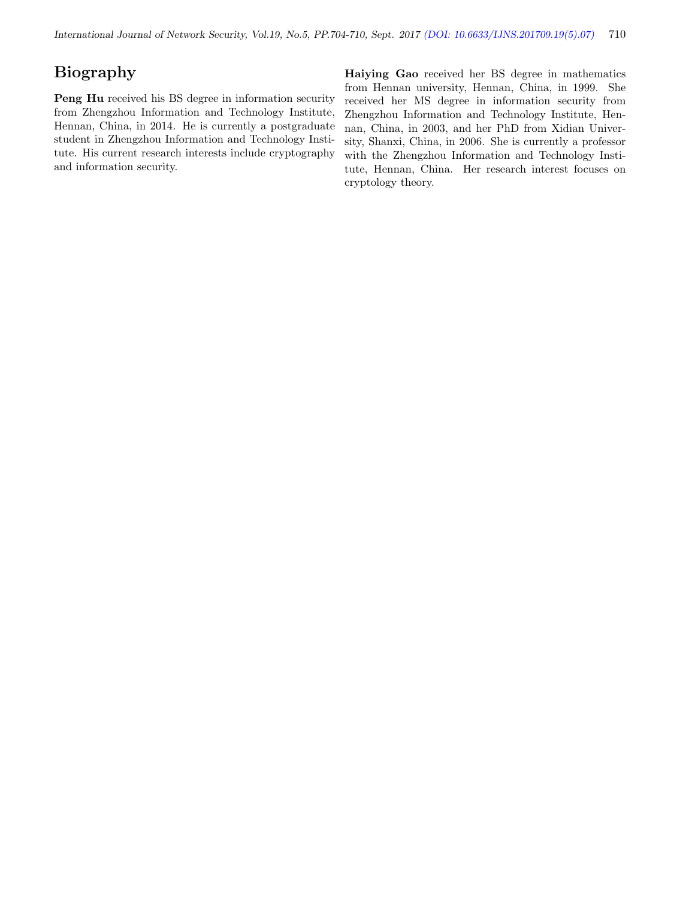# Biography

**Peng Hu** received his BS degree in information security from Zhengzhou Information and Technology Institute, Hennan, China, in 2014. He is currently a postgraduate student in Zhengzhou Information and Technology Institute. His current research interests include cryptography and information security.

**Haiying Gao** received her BS degree in mathematics from Hennan university, Hennan, China, in 1999. She received her MS degree in information security from Zhengzhou Information and Technology Institute, Hennan, China, in 2003, and her PhD from Xidian University, Shanxi, China, in 2006. She is currently a professor with the Zhengzhou Information and Technology Institute, Hennan, China. Her research interest focuses on cryptology theory.